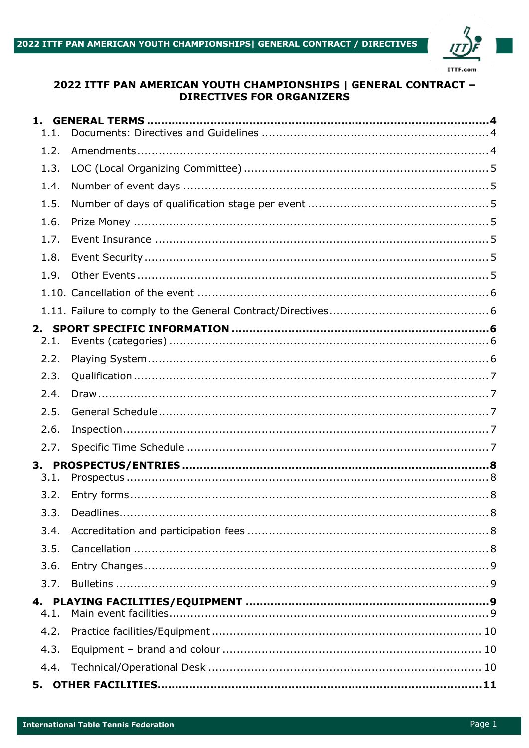# 2022 ITTF PAN AMERICAN YOUTH CHAMPIONSHIPS | GENERAL CONTRACT – DIRECTIVES FOR ORGANIZERS

**1. GENERAL TERMS ..... 4**
- 1.1. Documents: Directives and Guidelines ..... 4
- 1.2. Amendments ..... 4
- 1.3. LOC (Local Organizing Committee) ..... 5
- 1.4. Number of event days ..... 5
- 1.5. Number of days of qualification stage per event ..... 5
- 1.6. Prize Money ..... 5
- 1.7. Event Insurance ..... 5
- 1.8. Event Security ..... 5
- 1.9. Other Events ..... 5
- 1.10. Cancellation of the event ..... 6
- 1.11. Failure to comply to the General Contract/Directives ..... 6

**2. SPORT SPECIFIC INFORMATION ..... 6**
- 2.1. Events (categories) ..... 6
- 2.2. Playing System ..... 6
- 2.3. Qualification ..... 7
- 2.4. Draw ..... 7
- 2.5. General Schedule ..... 7
- 2.6. Inspection ..... 7
- 2.7. Specific Time Schedule ..... 7

**3. PROSPECTUS/ENTRIES ..... 8**
- 3.1. Prospectus ..... 8
- 3.2. Entry forms ..... 8
- 3.3. Deadlines ..... 8
- 3.4. Accreditation and participation fees ..... 8
- 3.5. Cancellation ..... 8
- 3.6. Entry Changes ..... 9
- 3.7. Bulletins ..... 9

**4. PLAYING FACILITIES/EQUIPMENT ..... 9**
- 4.1. Main event facilities ..... 9
- 4.2. Practice facilities/Equipment ..... 10
- 4.3. Equipment – brand and colour ..... 10
- 4.4. Technical/Operational Desk ..... 10

**5. OTHER FACILITIES ..... 11**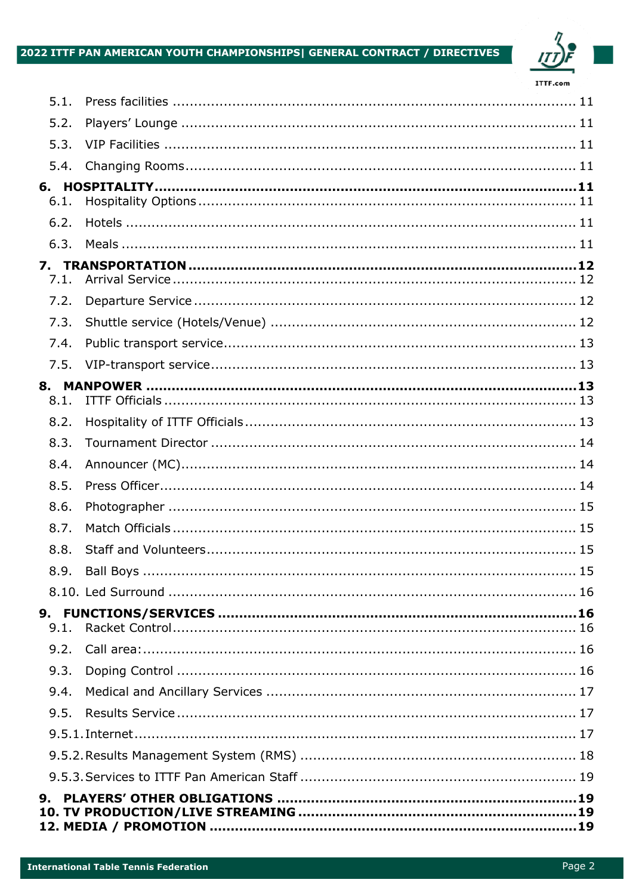5.1. Press facilities ........................................................................................ 11

5.2. Players' Lounge ........................................................................................ 11

5.3. VIP Facilities ........................................................................................ 11

5.4. Changing Rooms ........................................................................................ 11

**6. HOSPITALITY ........................................................................................ 11**

6.1. Hospitality Options ........................................................................................ 11

6.2. Hotels ........................................................................................ 11

6.3. Meals ........................................................................................ 11

**7. TRANSPORTATION ........................................................................................ 12**

7.1. Arrival Service ........................................................................................ 12

7.2. Departure Service ........................................................................................ 12

7.3. Shuttle service (Hotels/Venue) ........................................................................................ 12

7.4. Public transport service ........................................................................................ 13

7.5. VIP-transport service ........................................................................................ 13

**8. MANPOWER ........................................................................................ 13**

8.1. ITTF Officials ........................................................................................ 13

8.2. Hospitality of ITTF Officials ........................................................................................ 13

8.3. Tournament Director ........................................................................................ 14

8.4. Announcer (MC) ........................................................................................ 14

8.5. Press Officer ........................................................................................ 14

8.6. Photographer ........................................................................................ 15

8.7. Match Officials ........................................................................................ 15

8.8. Staff and Volunteers ........................................................................................ 15

8.9. Ball Boys ........................................................................................ 15

8.10. Led Surround ........................................................................................ 16

**9. FUNCTIONS/SERVICES ........................................................................................ 16**

9.1. Racket Control ........................................................................................ 16

9.2. Call area: ........................................................................................ 16

9.3. Doping Control ........................................................................................ 16

9.4. Medical and Ancillary Services ........................................................................................ 17

9.5. Results Service ........................................................................................ 17

9.5.1. Internet ........................................................................................ 17

9.5.2. Results Management System (RMS) ........................................................................................ 18

9.5.3. Services to ITTF Pan American Staff ........................................................................................ 19

**9. PLAYERS' OTHER OBLIGATIONS ........................................................................................ 19**

**10. TV PRODUCTION/LIVE STREAMING ........................................................................................ 19**

**12. MEDIA / PROMOTION ........................................................................................ 19**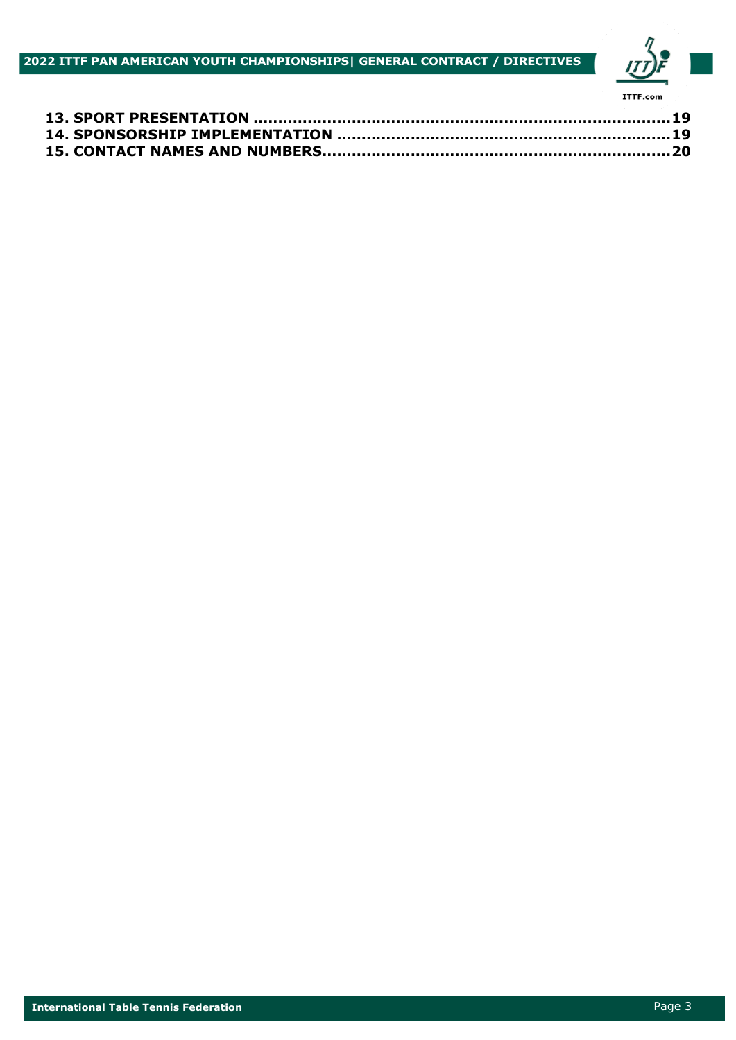**13. SPORT PRESENTATION ..................................................................................19**
**14. SPONSORSHIP IMPLEMENTATION ..................................................................19**
**15. CONTACT NAMES AND NUMBERS.....................................................................20**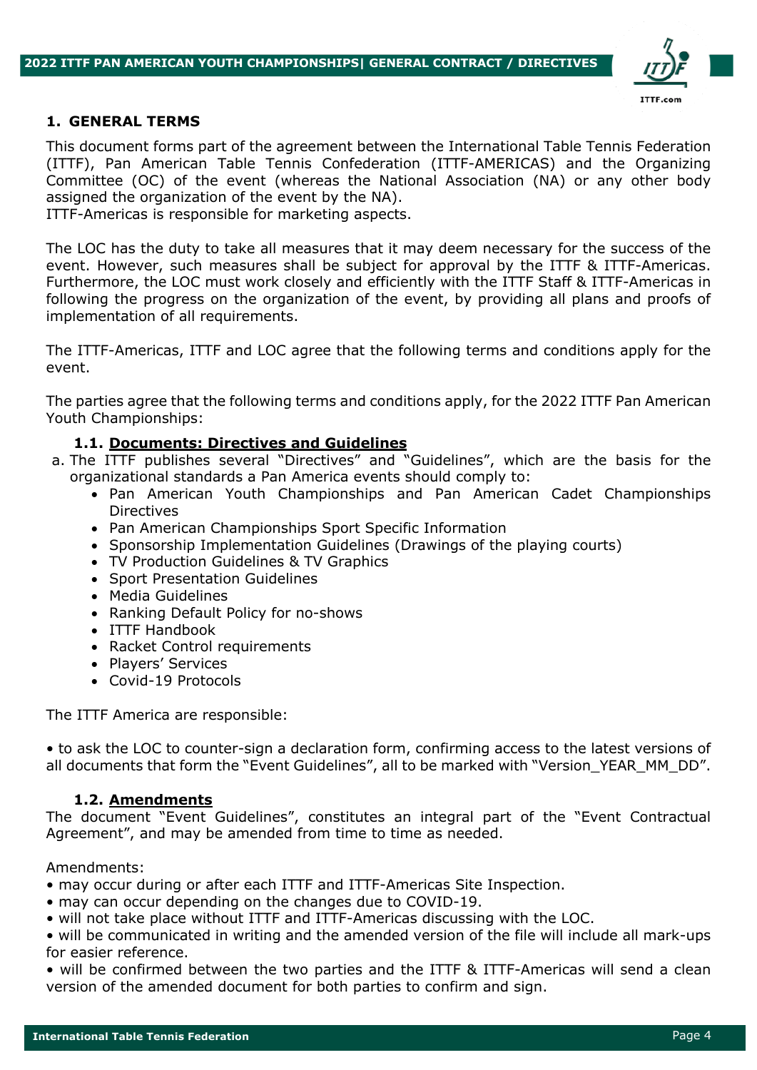## 1. GENERAL TERMS

This document forms part of the agreement between the International Table Tennis Federation (ITTF), Pan American Table Tennis Confederation (ITTF-AMERICAS) and the Organizing Committee (OC) of the event (whereas the National Association (NA) or any other body assigned the organization of the event by the NA).
ITTF-Americas is responsible for marketing aspects.

The LOC has the duty to take all measures that it may deem necessary for the success of the event. However, such measures shall be subject for approval by the ITTF & ITTF-Americas. Furthermore, the LOC must work closely and efficiently with the ITTF Staff & ITTF-Americas in following the progress on the organization of the event, by providing all plans and proofs of implementation of all requirements.

The ITTF-Americas, ITTF and LOC agree that the following terms and conditions apply for the event.

The parties agree that the following terms and conditions apply, for the 2022 ITTF Pan American Youth Championships:

### 1.1. <u>Documents: Directives and Guidelines</u>

a. The ITTF publishes several "Directives" and "Guidelines", which are the basis for the organizational standards a Pan America events should comply to:
   - Pan American Youth Championships and Pan American Cadet Championships Directives
   - Pan American Championships Sport Specific Information
   - Sponsorship Implementation Guidelines (Drawings of the playing courts)
   - TV Production Guidelines & TV Graphics
   - Sport Presentation Guidelines
   - Media Guidelines
   - Ranking Default Policy for no-shows
   - ITTF Handbook
   - Racket Control requirements
   - Players' Services
   - Covid-19 Protocols

The ITTF America are responsible:

• to ask the LOC to counter-sign a declaration form, confirming access to the latest versions of all documents that form the "Event Guidelines", all to be marked with "Version_YEAR_MM_DD".

### 1.2. <u>Amendments</u>

The document "Event Guidelines", constitutes an integral part of the "Event Contractual Agreement", and may be amended from time to time as needed.

Amendments:

• may occur during or after each ITTF and ITTF-Americas Site Inspection.
• may can occur depending on the changes due to COVID-19.
• will not take place without ITTF and ITTF-Americas discussing with the LOC.
• will be communicated in writing and the amended version of the file will include all mark-ups for easier reference.
• will be confirmed between the two parties and the ITTF & ITTF-Americas will send a clean version of the amended document for both parties to confirm and sign.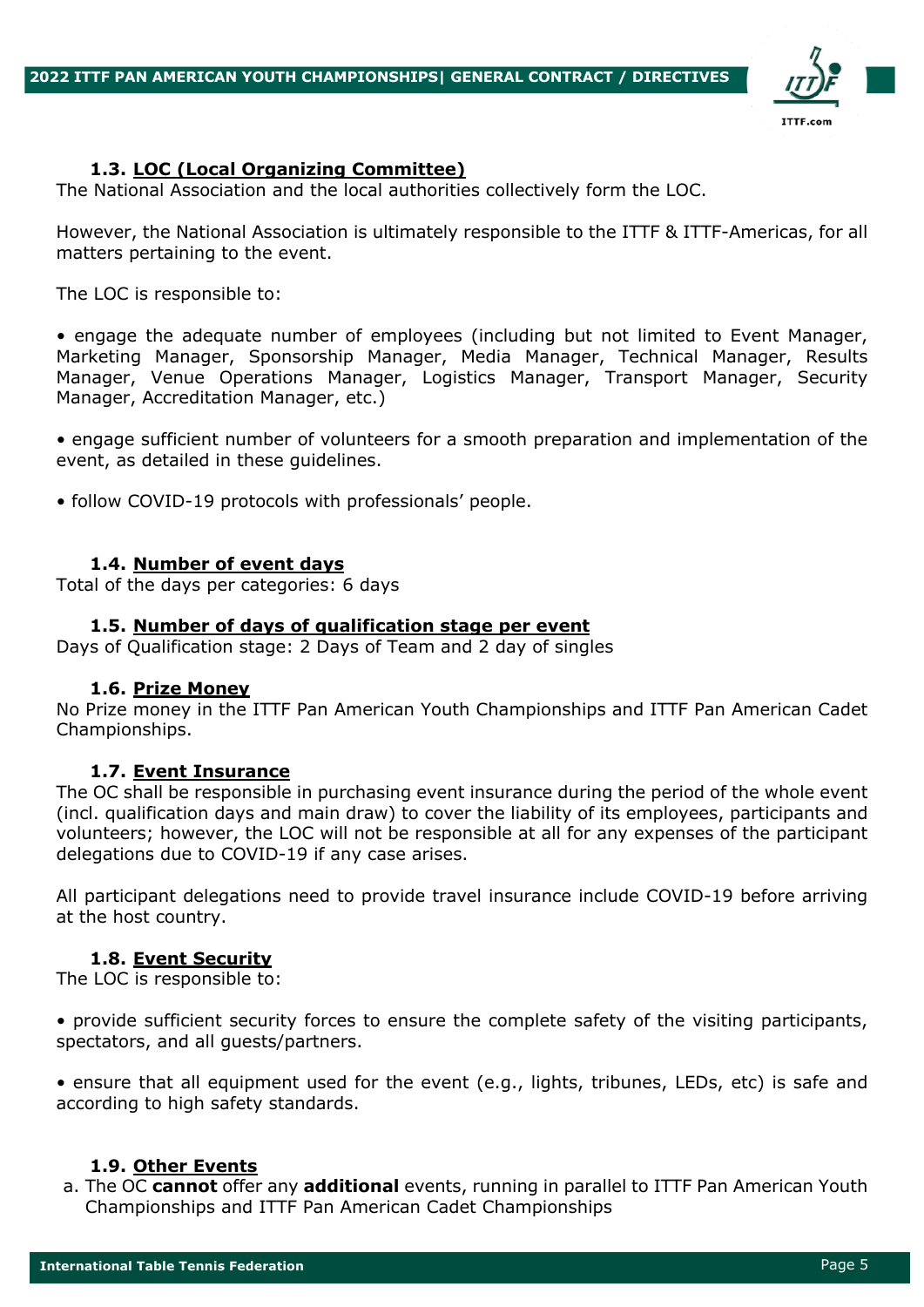### 1.3. LOC (Local Organizing Committee)

The National Association and the local authorities collectively form the LOC.

However, the National Association is ultimately responsible to the ITTF & ITTF-Americas, for all matters pertaining to the event.

The LOC is responsible to:

- engage the adequate number of employees (including but not limited to Event Manager, Marketing Manager, Sponsorship Manager, Media Manager, Technical Manager, Results Manager, Venue Operations Manager, Logistics Manager, Transport Manager, Security Manager, Accreditation Manager, etc.)

- engage sufficient number of volunteers for a smooth preparation and implementation of the event, as detailed in these guidelines.

- follow COVID-19 protocols with professionals' people.

### 1.4. Number of event days

Total of the days per categories: 6 days

### 1.5. Number of days of qualification stage per event

Days of Qualification stage: 2 Days of Team and 2 day of singles

### 1.6. Prize Money

No Prize money in the ITTF Pan American Youth Championships and ITTF Pan American Cadet Championships.

### 1.7. Event Insurance

The OC shall be responsible in purchasing event insurance during the period of the whole event (incl. qualification days and main draw) to cover the liability of its employees, participants and volunteers; however, the LOC will not be responsible at all for any expenses of the participant delegations due to COVID-19 if any case arises.

All participant delegations need to provide travel insurance include COVID-19 before arriving at the host country.

### 1.8. Event Security

The LOC is responsible to:

- provide sufficient security forces to ensure the complete safety of the visiting participants, spectators, and all guests/partners.

- ensure that all equipment used for the event (e.g., lights, tribunes, LEDs, etc) is safe and according to high safety standards.

### 1.9. Other Events

a. The OC **cannot** offer any **additional** events, running in parallel to ITTF Pan American Youth Championships and ITTF Pan American Cadet Championships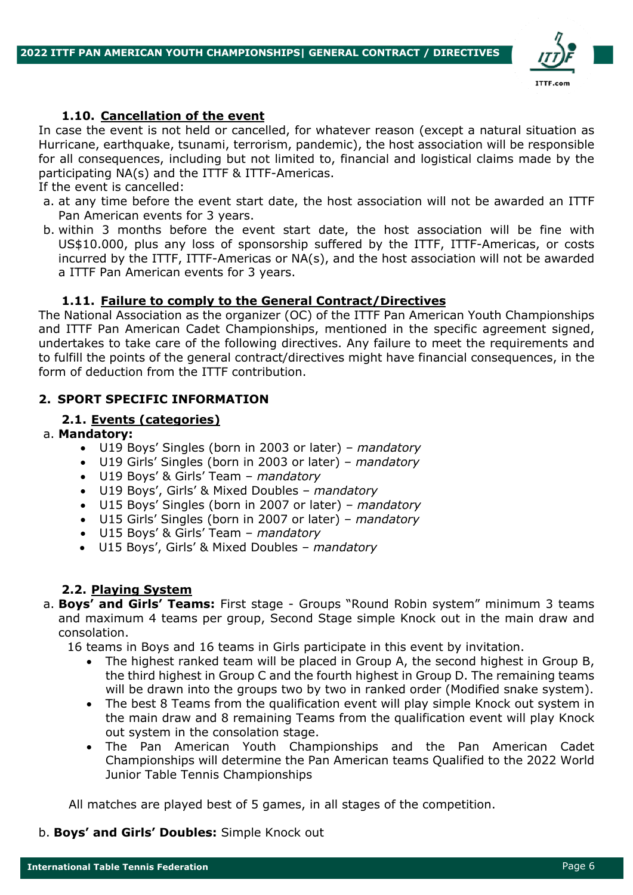### 1.10. Cancellation of the event

In case the event is not held or cancelled, for whatever reason (except a natural situation as Hurricane, earthquake, tsunami, terrorism, pandemic), the host association will be responsible for all consequences, including but not limited to, financial and logistical claims made by the participating NA(s) and the ITTF & ITTF-Americas.

If the event is cancelled:

a. at any time before the event start date, the host association will not be awarded an ITTF Pan American events for 3 years.
b. within 3 months before the event start date, the host association will be fine with US$10.000, plus any loss of sponsorship suffered by the ITTF, ITTF-Americas, or costs incurred by the ITTF, ITTF-Americas or NA(s), and the host association will not be awarded a ITTF Pan American events for 3 years.

### 1.11. Failure to comply to the General Contract/Directives

The National Association as the organizer (OC) of the ITTF Pan American Youth Championships and ITTF Pan American Cadet Championships, mentioned in the specific agreement signed, undertakes to take care of the following directives. Any failure to meet the requirements and to fulfill the points of the general contract/directives might have financial consequences, in the form of deduction from the ITTF contribution.

## 2. SPORT SPECIFIC INFORMATION

### 2.1. Events (categories)

a. **Mandatory:**

- U19 Boys' Singles (born in 2003 or later) – *mandatory*
- U19 Girls' Singles (born in 2003 or later) – *mandatory*
- U19 Boys' & Girls' Team – *mandatory*
- U19 Boys', Girls' & Mixed Doubles – *mandatory*
- U15 Boys' Singles (born in 2007 or later) – *mandatory*
- U15 Girls' Singles (born in 2007 or later) – *mandatory*
- U15 Boys' & Girls' Team – *mandatory*
- U15 Boys', Girls' & Mixed Doubles – *mandatory*

### 2.2. Playing System

a. **Boys' and Girls' Teams:** First stage - Groups "Round Robin system" minimum 3 teams and maximum 4 teams per group, Second Stage simple Knock out in the main draw and consolation.

16 teams in Boys and 16 teams in Girls participate in this event by invitation.

- The highest ranked team will be placed in Group A, the second highest in Group B, the third highest in Group C and the fourth highest in Group D. The remaining teams will be drawn into the groups two by two in ranked order (Modified snake system).
- The best 8 Teams from the qualification event will play simple Knock out system in the main draw and 8 remaining Teams from the qualification event will play Knock out system in the consolation stage.
- The Pan American Youth Championships and the Pan American Cadet Championships will determine the Pan American teams Qualified to the 2022 World Junior Table Tennis Championships

All matches are played best of 5 games, in all stages of the competition.

b. **Boys' and Girls' Doubles:** Simple Knock out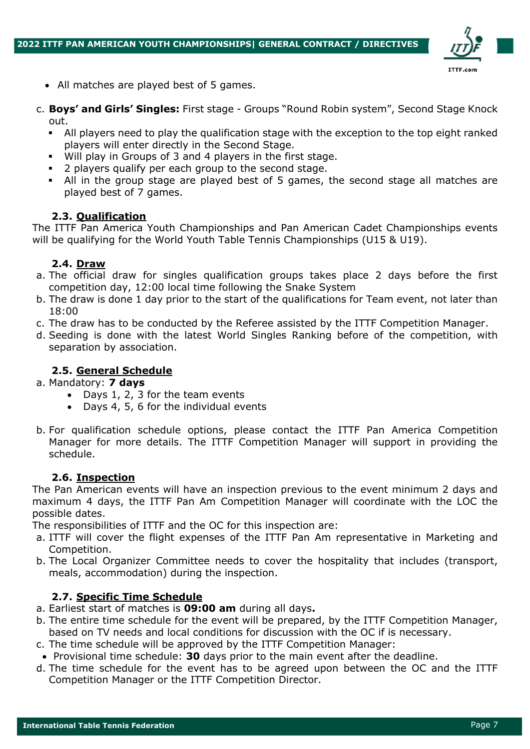- All matches are played best of 5 games.

c. **Boys' and Girls' Singles:** First stage - Groups "Round Robin system", Second Stage Knock out.
   - All players need to play the qualification stage with the exception to the top eight ranked players will enter directly in the Second Stage.
   - Will play in Groups of 3 and 4 players in the first stage.
   - 2 players qualify per each group to the second stage.
   - All in the group stage are played best of 5 games, the second stage all matches are played best of 7 games.

### 2.3. Qualification

The ITTF Pan America Youth Championships and Pan American Cadet Championships events will be qualifying for the World Youth Table Tennis Championships (U15 & U19).

### 2.4. Draw

a. The official draw for singles qualification groups takes place 2 days before the first competition day, 12:00 local time following the Snake System
b. The draw is done 1 day prior to the start of the qualifications for Team event, not later than 18:00
c. The draw has to be conducted by the Referee assisted by the ITTF Competition Manager.
d. Seeding is done with the latest World Singles Ranking before of the competition, with separation by association.

### 2.5. General Schedule

a. Mandatory: **7 days**
   - Days 1, 2, 3 for the team events
   - Days 4, 5, 6 for the individual events

b. For qualification schedule options, please contact the ITTF Pan America Competition Manager for more details. The ITTF Competition Manager will support in providing the schedule.

### 2.6. Inspection

The Pan American events will have an inspection previous to the event minimum 2 days and maximum 4 days, the ITTF Pan Am Competition Manager will coordinate with the LOC the possible dates.

The responsibilities of ITTF and the OC for this inspection are:

a. ITTF will cover the flight expenses of the ITTF Pan Am representative in Marketing and Competition.
b. The Local Organizer Committee needs to cover the hospitality that includes (transport, meals, accommodation) during the inspection.

### 2.7. Specific Time Schedule

a. Earliest start of matches is **09:00 am** during all days**.**
b. The entire time schedule for the event will be prepared, by the ITTF Competition Manager, based on TV needs and local conditions for discussion with the OC if is necessary.
c. The time schedule will be approved by the ITTF Competition Manager:
   - Provisional time schedule: **30** days prior to the main event after the deadline.
d. The time schedule for the event has to be agreed upon between the OC and the ITTF Competition Manager or the ITTF Competition Director.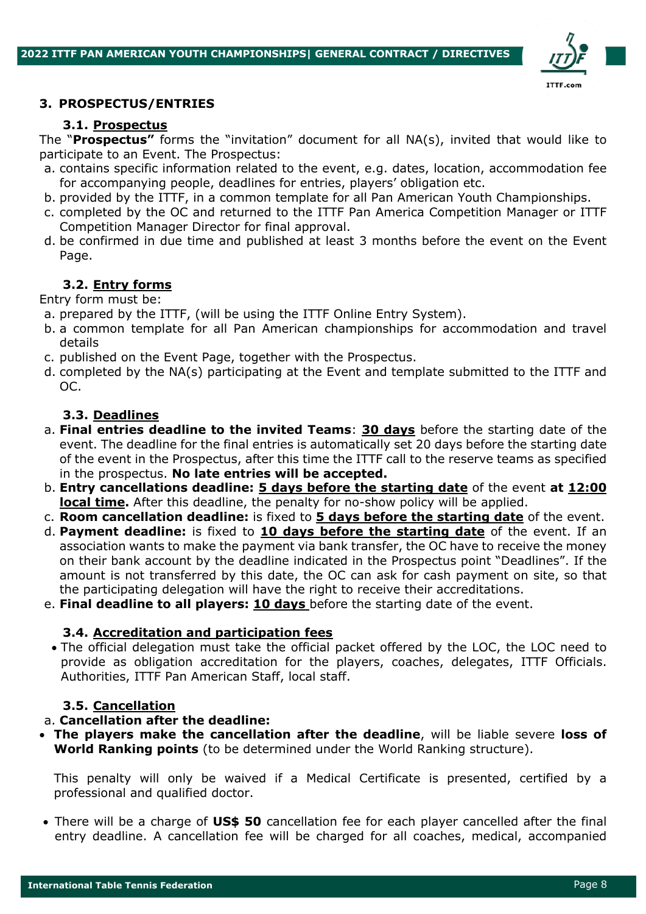## 3. PROSPECTUS/ENTRIES

### 3.1. Prospectus

The "**Prospectus"** forms the "invitation" document for all NA(s), invited that would like to participate to an Event. The Prospectus:

a. contains specific information related to the event, e.g. dates, location, accommodation fee for accompanying people, deadlines for entries, players' obligation etc.
b. provided by the ITTF, in a common template for all Pan American Youth Championships.
c. completed by the OC and returned to the ITTF Pan America Competition Manager or ITTF Competition Manager Director for final approval.
d. be confirmed in due time and published at least 3 months before the event on the Event Page.

### 3.2. Entry forms

Entry form must be:

a. prepared by the ITTF, (will be using the ITTF Online Entry System).
b. a common template for all Pan American championships for accommodation and travel details
c. published on the Event Page, together with the Prospectus.
d. completed by the NA(s) participating at the Event and template submitted to the ITTF and OC.

### 3.3. Deadlines

a. **Final entries deadline to the invited Teams**: **30 days** before the starting date of the event. The deadline for the final entries is automatically set 20 days before the starting date of the event in the Prospectus, after this time the ITTF call to the reserve teams as specified in the prospectus. **No late entries will be accepted.**
b. **Entry cancellations deadline: 5 days before the starting date** of the event **at 12:00 local time.** After this deadline, the penalty for no-show policy will be applied.
c. **Room cancellation deadline:** is fixed to **5 days before the starting date** of the event.
d. **Payment deadline:** is fixed to **10 days before the starting date** of the event. If an association wants to make the payment via bank transfer, the OC have to receive the money on their bank account by the deadline indicated in the Prospectus point "Deadlines". If the amount is not transferred by this date, the OC can ask for cash payment on site, so that the participating delegation will have the right to receive their accreditations.
e. **Final deadline to all players: 10 days** before the starting date of the event.

### 3.4. Accreditation and participation fees

- The official delegation must take the official packet offered by the LOC, the LOC need to provide as obligation accreditation for the players, coaches, delegates, ITTF Officials. Authorities, ITTF Pan American Staff, local staff.

### 3.5. Cancellation

a. **Cancellation after the deadline:**

- **The players make the cancellation after the deadline**, will be liable severe **loss of World Ranking points** (to be determined under the World Ranking structure).

  This penalty will only be waived if a Medical Certificate is presented, certified by a professional and qualified doctor.

- There will be a charge of **US$ 50** cancellation fee for each player cancelled after the final entry deadline. A cancellation fee will be charged for all coaches, medical, accompanied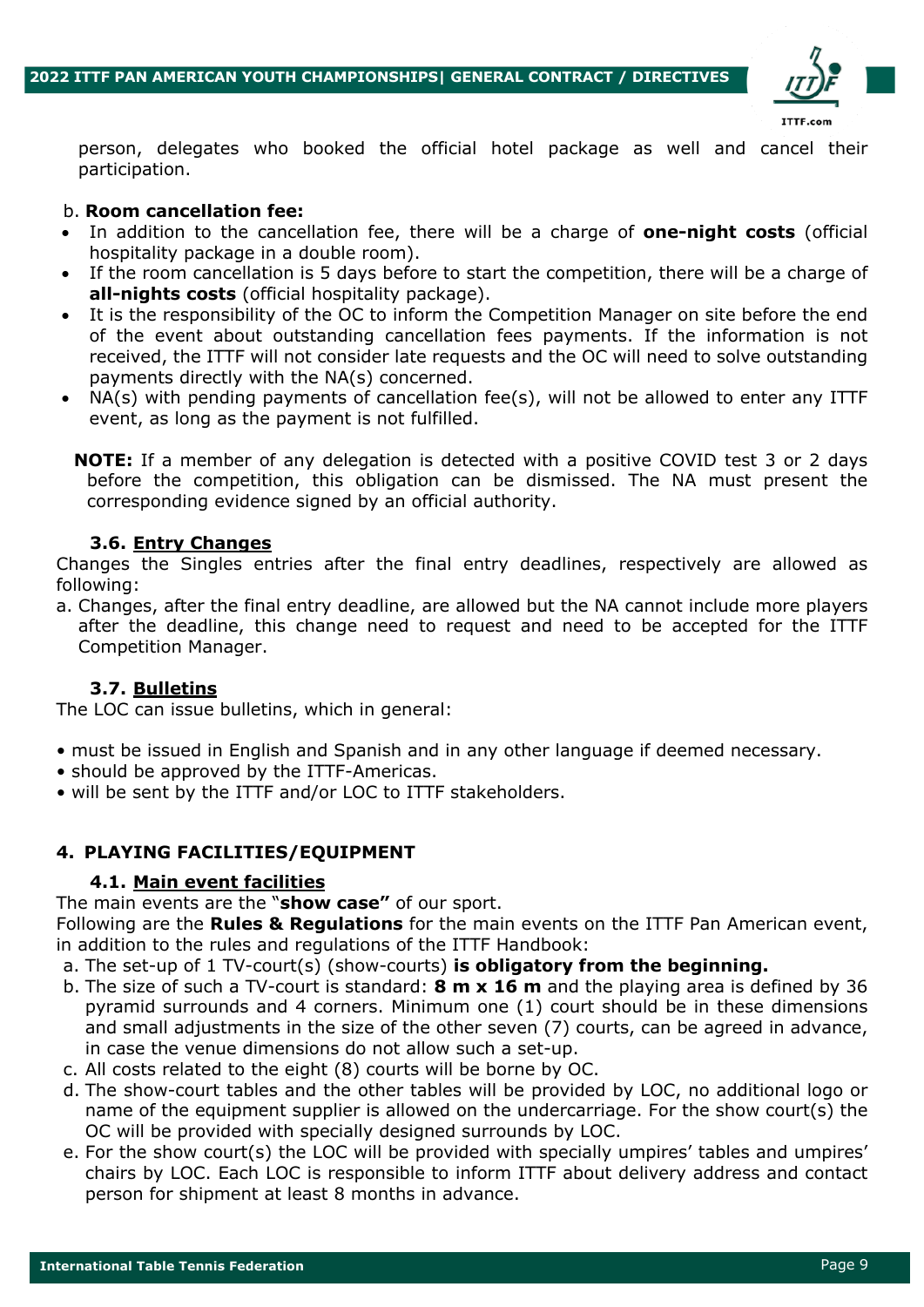person, delegates who booked the official hotel package as well and cancel their participation.

b. **Room cancellation fee:**

- In addition to the cancellation fee, there will be a charge of **one-night costs** (official hospitality package in a double room).
- If the room cancellation is 5 days before to start the competition, there will be a charge of **all-nights costs** (official hospitality package).
- It is the responsibility of the OC to inform the Competition Manager on site before the end of the event about outstanding cancellation fees payments. If the information is not received, the ITTF will not consider late requests and the OC will need to solve outstanding payments directly with the NA(s) concerned.
- NA(s) with pending payments of cancellation fee(s), will not be allowed to enter any ITTF event, as long as the payment is not fulfilled.

**NOTE:** If a member of any delegation is detected with a positive COVID test 3 or 2 days before the competition, this obligation can be dismissed. The NA must present the corresponding evidence signed by an official authority.

### 3.6. Entry Changes

Changes the Singles entries after the final entry deadlines, respectively are allowed as following:

a. Changes, after the final entry deadline, are allowed but the NA cannot include more players after the deadline, this change need to request and need to be accepted for the ITTF Competition Manager.

### 3.7. Bulletins

The LOC can issue bulletins, which in general:

- must be issued in English and Spanish and in any other language if deemed necessary.
- should be approved by the ITTF-Americas.
- will be sent by the ITTF and/or LOC to ITTF stakeholders.

## 4. PLAYING FACILITIES/EQUIPMENT

### 4.1. Main event facilities

The main events are the "**show case"** of our sport.

Following are the **Rules & Regulations** for the main events on the ITTF Pan American event, in addition to the rules and regulations of the ITTF Handbook:

a. The set-up of 1 TV-court(s) (show-courts) **is obligatory from the beginning.**

b. The size of such a TV-court is standard: **8 m x 16 m** and the playing area is defined by 36 pyramid surrounds and 4 corners. Minimum one (1) court should be in these dimensions and small adjustments in the size of the other seven (7) courts, can be agreed in advance, in case the venue dimensions do not allow such a set-up.

c. All costs related to the eight (8) courts will be borne by OC.

d. The show-court tables and the other tables will be provided by LOC, no additional logo or name of the equipment supplier is allowed on the undercarriage. For the show court(s) the OC will be provided with specially designed surrounds by LOC.

e. For the show court(s) the LOC will be provided with specially umpires' tables and umpires' chairs by LOC. Each LOC is responsible to inform ITTF about delivery address and contact person for shipment at least 8 months in advance.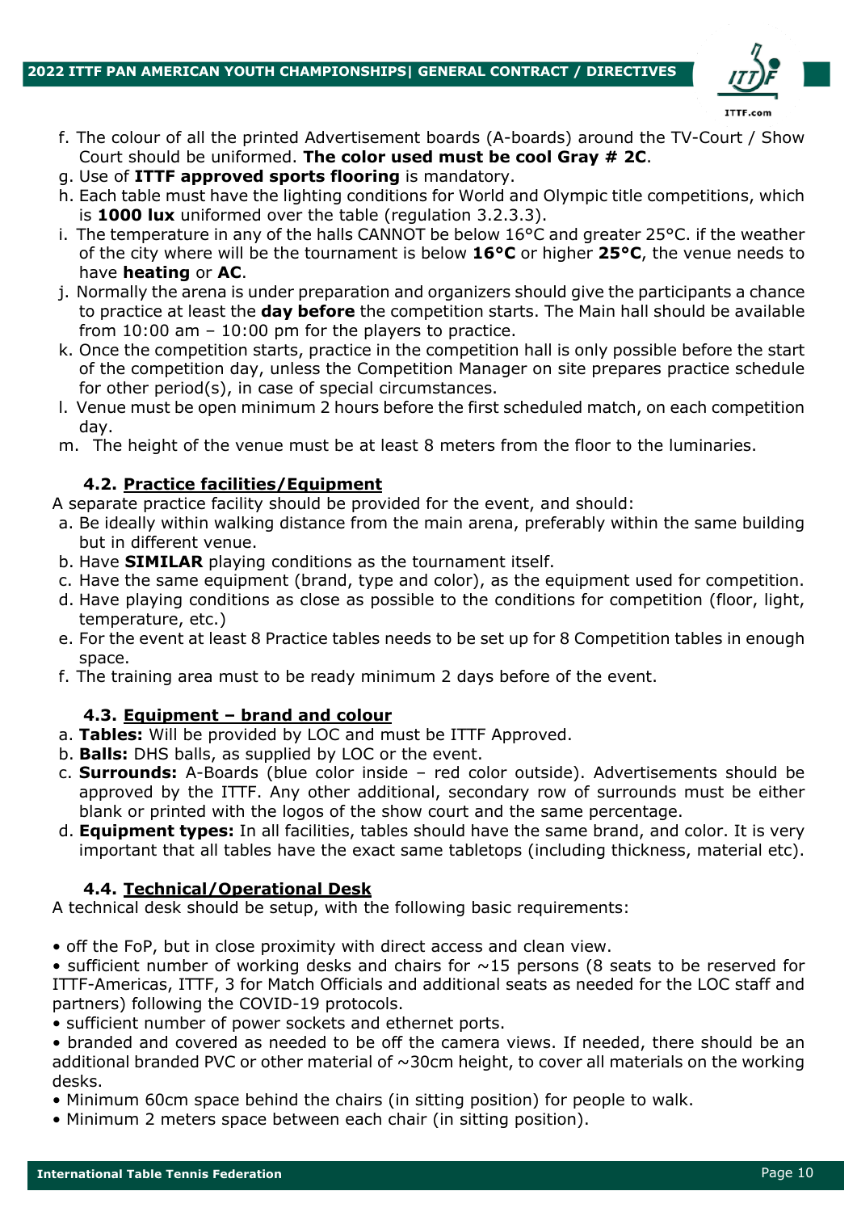f. The colour of all the printed Advertisement boards (A-boards) around the TV-Court / Show Court should be uniformed. **The color used must be cool Gray # 2C**.
g. Use of **ITTF approved sports flooring** is mandatory.
h. Each table must have the lighting conditions for World and Olympic title competitions, which is **1000 lux** uniformed over the table (regulation 3.2.3.3).
i. The temperature in any of the halls CANNOT be below 16°C and greater 25°C. if the weather of the city where will be the tournament is below **16°C** or higher **25°C**, the venue needs to have **heating** or **AC**.
j. Normally the arena is under preparation and organizers should give the participants a chance to practice at least the **day before** the competition starts. The Main hall should be available from 10:00 am – 10:00 pm for the players to practice.
k. Once the competition starts, practice in the competition hall is only possible before the start of the competition day, unless the Competition Manager on site prepares practice schedule for other period(s), in case of special circumstances.
l. Venue must be open minimum 2 hours before the first scheduled match, on each competition day.
m. The height of the venue must be at least 8 meters from the floor to the luminaries.

### 4.2. Practice facilities/Equipment

A separate practice facility should be provided for the event, and should:

a. Be ideally within walking distance from the main arena, preferably within the same building but in different venue.
b. Have **SIMILAR** playing conditions as the tournament itself.
c. Have the same equipment (brand, type and color), as the equipment used for competition.
d. Have playing conditions as close as possible to the conditions for competition (floor, light, temperature, etc.)
e. For the event at least 8 Practice tables needs to be set up for 8 Competition tables in enough space.
f. The training area must to be ready minimum 2 days before of the event.

### 4.3. Equipment – brand and colour

a. **Tables:** Will be provided by LOC and must be ITTF Approved.
b. **Balls:** DHS balls, as supplied by LOC or the event.
c. **Surrounds:** A-Boards (blue color inside – red color outside). Advertisements should be approved by the ITTF. Any other additional, secondary row of surrounds must be either blank or printed with the logos of the show court and the same percentage.
d. **Equipment types:** In all facilities, tables should have the same brand, and color. It is very important that all tables have the exact same tabletops (including thickness, material etc).

### 4.4. Technical/Operational Desk

A technical desk should be setup, with the following basic requirements:

- off the FoP, but in close proximity with direct access and clean view.
- sufficient number of working desks and chairs for ~15 persons (8 seats to be reserved for ITTF-Americas, ITTF, 3 for Match Officials and additional seats as needed for the LOC staff and partners) following the COVID-19 protocols.
- sufficient number of power sockets and ethernet ports.
- branded and covered as needed to be off the camera views. If needed, there should be an additional branded PVC or other material of ~30cm height, to cover all materials on the working desks.
- Minimum 60cm space behind the chairs (in sitting position) for people to walk.
- Minimum 2 meters space between each chair (in sitting position).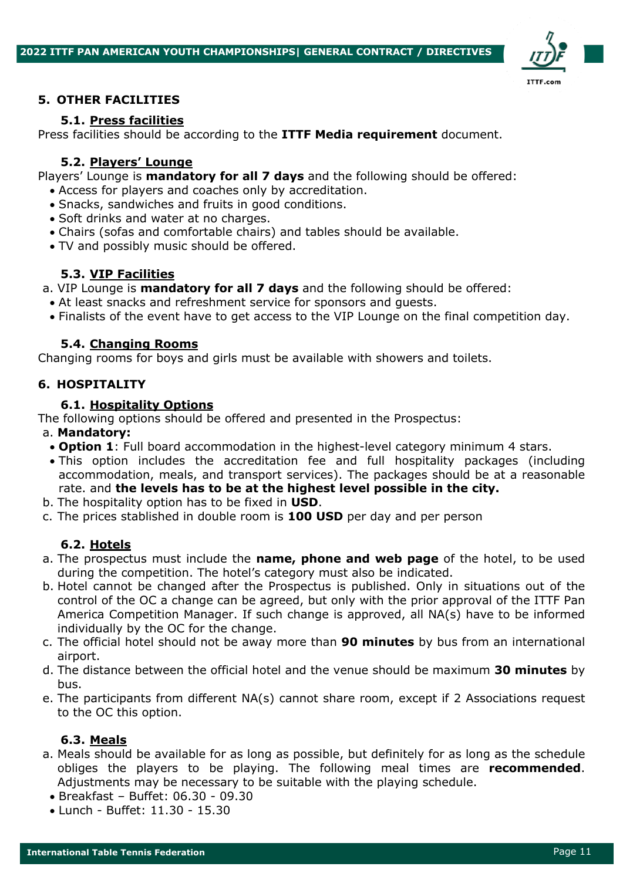## 5. OTHER FACILITIES

### 5.1. <u>Press facilities</u>

Press facilities should be according to the **ITTF Media requirement** document.

### 5.2. <u>Players' Lounge</u>

Players' Lounge is **mandatory for all 7 days** and the following should be offered:

- Access for players and coaches only by accreditation.
- Snacks, sandwiches and fruits in good conditions.
- Soft drinks and water at no charges.
- Chairs (sofas and comfortable chairs) and tables should be available.
- TV and possibly music should be offered.

### 5.3. <u>VIP Facilities</u>

a. VIP Lounge is **mandatory for all 7 days** and the following should be offered:

- At least snacks and refreshment service for sponsors and guests.
- Finalists of the event have to get access to the VIP Lounge on the final competition day.

### 5.4. <u>Changing Rooms</u>

Changing rooms for boys and girls must be available with showers and toilets.

## 6. HOSPITALITY

### 6.1. <u>Hospitality Options</u>

The following options should be offered and presented in the Prospectus:

a. **Mandatory:**

- **Option 1**: Full board accommodation in the highest-level category minimum 4 stars.
- This option includes the accreditation fee and full hospitality packages (including accommodation, meals, and transport services). The packages should be at a reasonable rate. and **the levels has to be at the highest level possible in the city.**

b. The hospitality option has to be fixed in **USD**.

c. The prices stablished in double room is **100 USD** per day and per person

### 6.2. <u>Hotels</u>

a. The prospectus must include the **name, phone and web page** of the hotel, to be used during the competition. The hotel's category must also be indicated.

b. Hotel cannot be changed after the Prospectus is published. Only in situations out of the control of the OC a change can be agreed, but only with the prior approval of the ITTF Pan America Competition Manager. If such change is approved, all NA(s) have to be informed individually by the OC for the change.

c. The official hotel should not be away more than **90 minutes** by bus from an international airport.

d. The distance between the official hotel and the venue should be maximum **30 minutes** by bus.

e. The participants from different NA(s) cannot share room, except if 2 Associations request to the OC this option.

### 6.3. <u>Meals</u>

a. Meals should be available for as long as possible, but definitely for as long as the schedule obliges the players to be playing. The following meal times are **recommended**. Adjustments may be necessary to be suitable with the playing schedule.

- Breakfast – Buffet: 06.30 - 09.30
- Lunch - Buffet: 11.30 - 15.30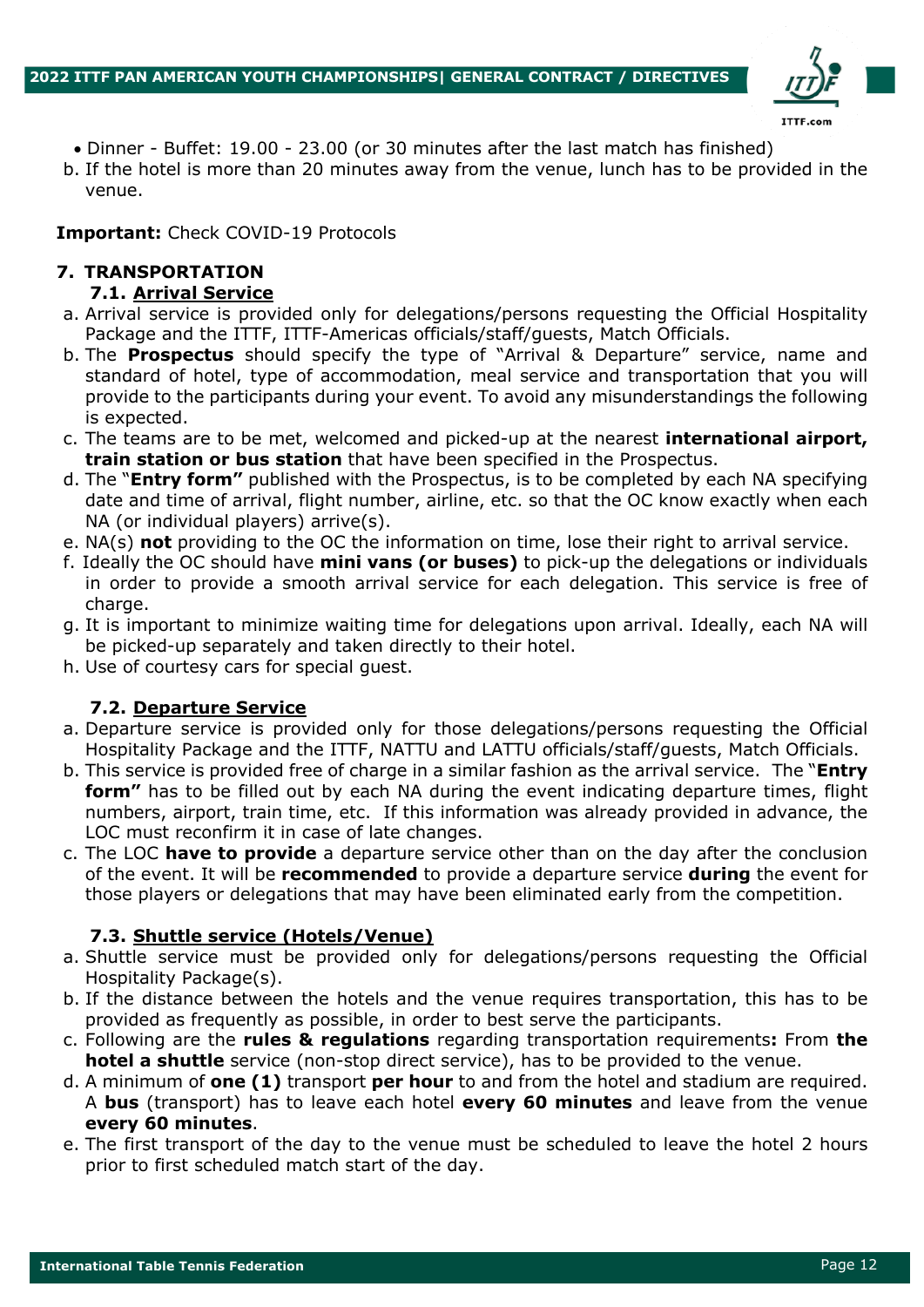- Dinner - Buffet: 19.00 - 23.00 (or 30 minutes after the last match has finished)

b. If the hotel is more than 20 minutes away from the venue, lunch has to be provided in the venue.

**Important:** Check COVID-19 Protocols

## 7. TRANSPORTATION

### 7.1. Arrival Service

a. Arrival service is provided only for delegations/persons requesting the Official Hospitality Package and the ITTF, ITTF-Americas officials/staff/guests, Match Officials.

b. The **Prospectus** should specify the type of "Arrival & Departure" service, name and standard of hotel, type of accommodation, meal service and transportation that you will provide to the participants during your event. To avoid any misunderstandings the following is expected.

c. The teams are to be met, welcomed and picked-up at the nearest **international airport, train station or bus station** that have been specified in the Prospectus.

d. The "**Entry form"** published with the Prospectus, is to be completed by each NA specifying date and time of arrival, flight number, airline, etc. so that the OC know exactly when each NA (or individual players) arrive(s).

e. NA(s) **not** providing to the OC the information on time, lose their right to arrival service.

f. Ideally the OC should have **mini vans (or buses)** to pick-up the delegations or individuals in order to provide a smooth arrival service for each delegation. This service is free of charge.

g. It is important to minimize waiting time for delegations upon arrival. Ideally, each NA will be picked-up separately and taken directly to their hotel.

h. Use of courtesy cars for special guest.

### 7.2. Departure Service

a. Departure service is provided only for those delegations/persons requesting the Official Hospitality Package and the ITTF, NATTU and LATTU officials/staff/guests, Match Officials.

b. This service is provided free of charge in a similar fashion as the arrival service. The "**Entry form"** has to be filled out by each NA during the event indicating departure times, flight numbers, airport, train time, etc. If this information was already provided in advance, the LOC must reconfirm it in case of late changes.

c. The LOC **have to provide** a departure service other than on the day after the conclusion of the event. It will be **recommended** to provide a departure service **during** the event for those players or delegations that may have been eliminated early from the competition.

### 7.3. Shuttle service (Hotels/Venue)

a. Shuttle service must be provided only for delegations/persons requesting the Official Hospitality Package(s).

b. If the distance between the hotels and the venue requires transportation, this has to be provided as frequently as possible, in order to best serve the participants.

c. Following are the **rules & regulations** regarding transportation requirements**:** From **the hotel a shuttle** service (non-stop direct service), has to be provided to the venue.

d. A minimum of **one (1)** transport **per hour** to and from the hotel and stadium are required. A **bus** (transport) has to leave each hotel **every 60 minutes** and leave from the venue **every 60 minutes**.

e. The first transport of the day to the venue must be scheduled to leave the hotel 2 hours prior to first scheduled match start of the day.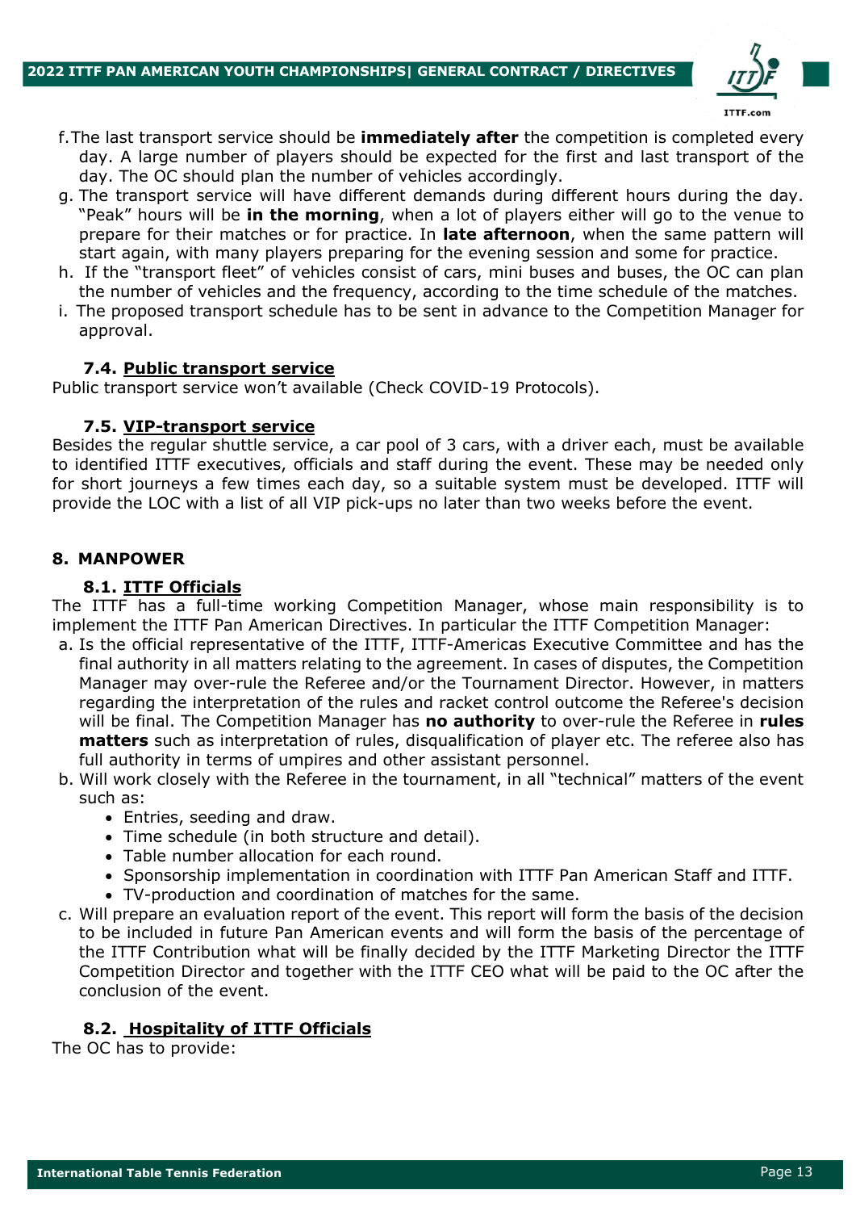f. The last transport service should be **immediately after** the competition is completed every day. A large number of players should be expected for the first and last transport of the day. The OC should plan the number of vehicles accordingly.

g. The transport service will have different demands during different hours during the day. "Peak" hours will be **in the morning**, when a lot of players either will go to the venue to prepare for their matches or for practice. In **late afternoon**, when the same pattern will start again, with many players preparing for the evening session and some for practice.

h. If the "transport fleet" of vehicles consist of cars, mini buses and buses, the OC can plan the number of vehicles and the frequency, according to the time schedule of the matches.

i. The proposed transport schedule has to be sent in advance to the Competition Manager for approval.

### 7.4. Public transport service

Public transport service won't available (Check COVID-19 Protocols).

### 7.5. VIP-transport service

Besides the regular shuttle service, a car pool of 3 cars, with a driver each, must be available to identified ITTF executives, officials and staff during the event. These may be needed only for short journeys a few times each day, so a suitable system must be developed. ITTF will provide the LOC with a list of all VIP pick-ups no later than two weeks before the event.

## 8. MANPOWER

### 8.1. ITTF Officials

The ITTF has a full-time working Competition Manager, whose main responsibility is to implement the ITTF Pan American Directives. In particular the ITTF Competition Manager:

a. Is the official representative of the ITTF, ITTF-Americas Executive Committee and has the final authority in all matters relating to the agreement. In cases of disputes, the Competition Manager may over-rule the Referee and/or the Tournament Director. However, in matters regarding the interpretation of the rules and racket control outcome the Referee's decision will be final. The Competition Manager has **no authority** to over-rule the Referee in **rules matters** such as interpretation of rules, disqualification of player etc. The referee also has full authority in terms of umpires and other assistant personnel.

b. Will work closely with the Referee in the tournament, in all "technical" matters of the event such as:
   - Entries, seeding and draw.
   - Time schedule (in both structure and detail).
   - Table number allocation for each round.
   - Sponsorship implementation in coordination with ITTF Pan American Staff and ITTF.
   - TV-production and coordination of matches for the same.

c. Will prepare an evaluation report of the event. This report will form the basis of the decision to be included in future Pan American events and will form the basis of the percentage of the ITTF Contribution what will be finally decided by the ITTF Marketing Director the ITTF Competition Director and together with the ITTF CEO what will be paid to the OC after the conclusion of the event.

### 8.2. Hospitality of ITTF Officials

The OC has to provide: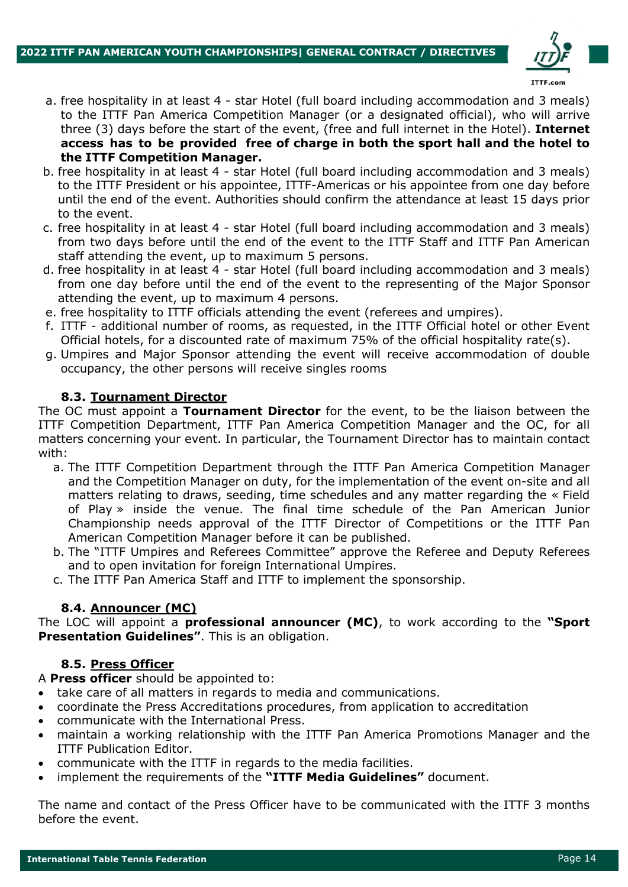a. free hospitality in at least 4 - star Hotel (full board including accommodation and 3 meals) to the ITTF Pan America Competition Manager (or a designated official), who will arrive three (3) days before the start of the event, (free and full internet in the Hotel). **Internet access has to be provided free of charge in both the sport hall and the hotel to the ITTF Competition Manager.**
b. free hospitality in at least 4 - star Hotel (full board including accommodation and 3 meals) to the ITTF President or his appointee, ITTF-Americas or his appointee from one day before until the end of the event. Authorities should confirm the attendance at least 15 days prior to the event.
c. free hospitality in at least 4 - star Hotel (full board including accommodation and 3 meals) from two days before until the end of the event to the ITTF Staff and ITTF Pan American staff attending the event, up to maximum 5 persons.
d. free hospitality in at least 4 - star Hotel (full board including accommodation and 3 meals) from one day before until the end of the event to the representing of the Major Sponsor attending the event, up to maximum 4 persons.
e. free hospitality to ITTF officials attending the event (referees and umpires).
f. ITTF - additional number of rooms, as requested, in the ITTF Official hotel or other Event Official hotels, for a discounted rate of maximum 75% of the official hospitality rate(s).
g. Umpires and Major Sponsor attending the event will receive accommodation of double occupancy, the other persons will receive singles rooms

### 8.3. Tournament Director

The OC must appoint a **Tournament Director** for the event, to be the liaison between the ITTF Competition Department, ITTF Pan America Competition Manager and the OC, for all matters concerning your event. In particular, the Tournament Director has to maintain contact with:

a. The ITTF Competition Department through the ITTF Pan America Competition Manager and the Competition Manager on duty, for the implementation of the event on-site and all matters relating to draws, seeding, time schedules and any matter regarding the « Field of Play » inside the venue. The final time schedule of the Pan American Junior Championship needs approval of the ITTF Director of Competitions or the ITTF Pan American Competition Manager before it can be published.
b. The "ITTF Umpires and Referees Committee" approve the Referee and Deputy Referees and to open invitation for foreign International Umpires.
c. The ITTF Pan America Staff and ITTF to implement the sponsorship.

### 8.4. Announcer (MC)

The LOC will appoint a **professional announcer (MC)**, to work according to the **"Sport Presentation Guidelines"**. This is an obligation.

### 8.5. Press Officer

A **Press officer** should be appointed to:

- take care of all matters in regards to media and communications.
- coordinate the Press Accreditations procedures, from application to accreditation
- communicate with the International Press.
- maintain a working relationship with the ITTF Pan America Promotions Manager and the ITTF Publication Editor.
- communicate with the ITTF in regards to the media facilities.
- implement the requirements of the **"ITTF Media Guidelines"** document.

The name and contact of the Press Officer have to be communicated with the ITTF 3 months before the event.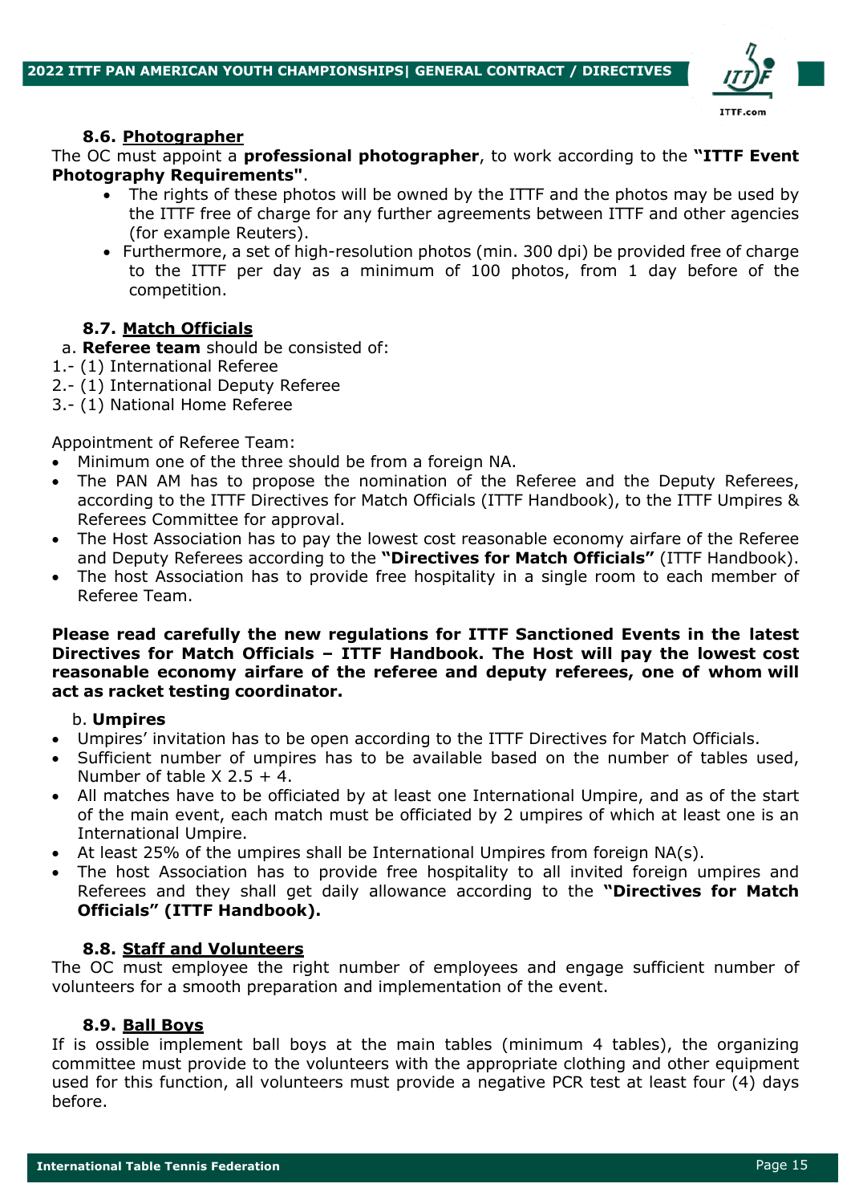### 8.6. Photographer

The OC must appoint a **professional photographer**, to work according to the **"ITTF Event Photography Requirements"**.

- The rights of these photos will be owned by the ITTF and the photos may be used by the ITTF free of charge for any further agreements between ITTF and other agencies (for example Reuters).
- Furthermore, a set of high-resolution photos (min. 300 dpi) be provided free of charge to the ITTF per day as a minimum of 100 photos, from 1 day before of the competition.

### 8.7. Match Officials

a. **Referee team** should be consisted of:

1.- (1) International Referee
2.- (1) International Deputy Referee
3.- (1) National Home Referee

Appointment of Referee Team:

- Minimum one of the three should be from a foreign NA.
- The PAN AM has to propose the nomination of the Referee and the Deputy Referees, according to the ITTF Directives for Match Officials (ITTF Handbook), to the ITTF Umpires & Referees Committee for approval.
- The Host Association has to pay the lowest cost reasonable economy airfare of the Referee and Deputy Referees according to the **"Directives for Match Officials"** (ITTF Handbook).
- The host Association has to provide free hospitality in a single room to each member of Referee Team.

**Please read carefully the new regulations for ITTF Sanctioned Events in the latest Directives for Match Officials – ITTF Handbook. The Host will pay the lowest cost reasonable economy airfare of the referee and deputy referees, one of whom will act as racket testing coordinator.**

b. **Umpires**

- Umpires' invitation has to be open according to the ITTF Directives for Match Officials.
- Sufficient number of umpires has to be available based on the number of tables used, Number of table X 2.5 + 4.
- All matches have to be officiated by at least one International Umpire, and as of the start of the main event, each match must be officiated by 2 umpires of which at least one is an International Umpire.
- At least 25% of the umpires shall be International Umpires from foreign NA(s).
- The host Association has to provide free hospitality to all invited foreign umpires and Referees and they shall get daily allowance according to the **"Directives for Match Officials" (ITTF Handbook).**

### 8.8. Staff and Volunteers

The OC must employee the right number of employees and engage sufficient number of volunteers for a smooth preparation and implementation of the event.

### 8.9. Ball Boys

If is ossible implement ball boys at the main tables (minimum 4 tables), the organizing committee must provide to the volunteers with the appropriate clothing and other equipment used for this function, all volunteers must provide a negative PCR test at least four (4) days before.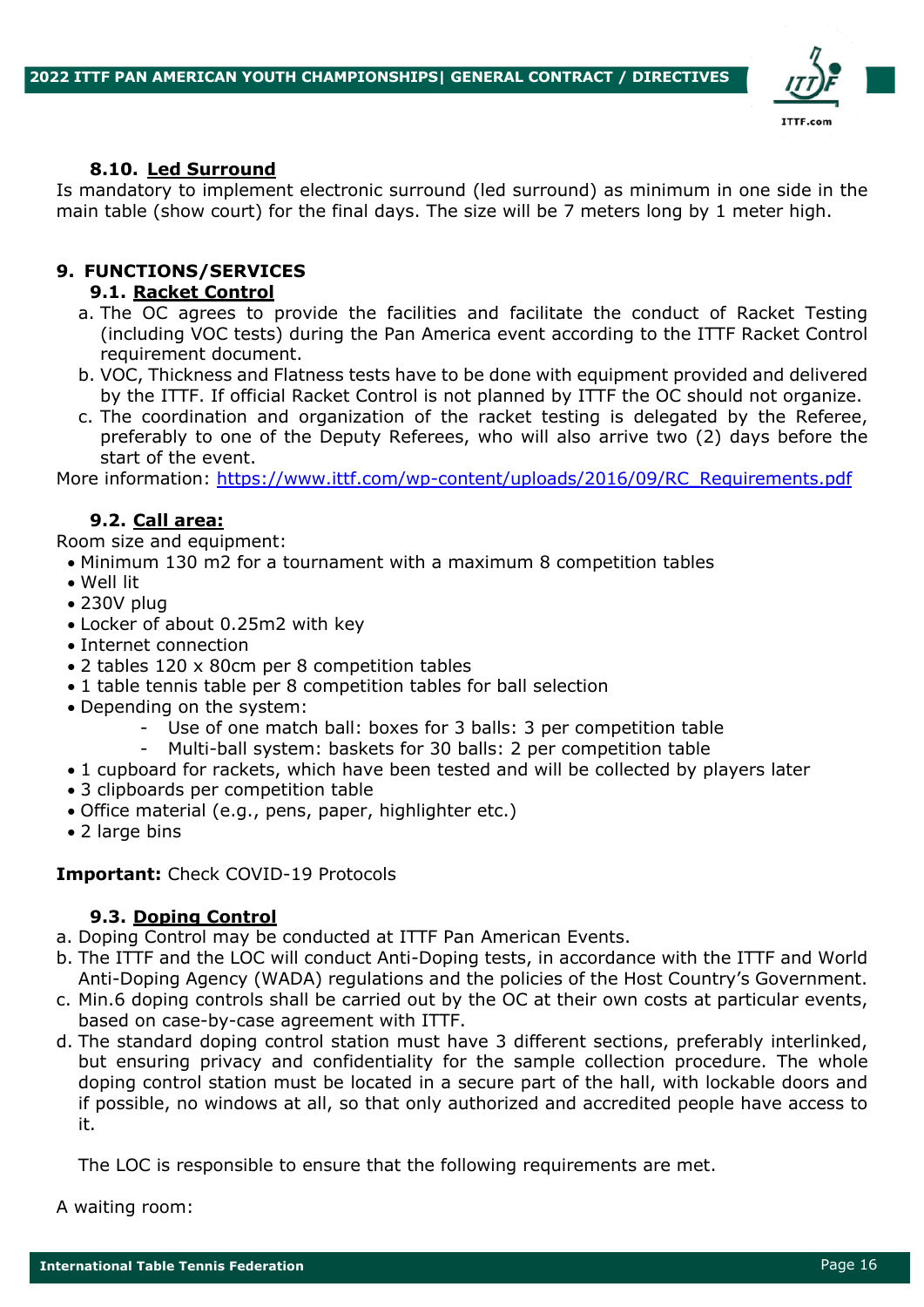### 8.10. Led Surround

Is mandatory to implement electronic surround (led surround) as minimum in one side in the main table (show court) for the final days. The size will be 7 meters long by 1 meter high.

## 9. FUNCTIONS/SERVICES

### 9.1. Racket Control

a. The OC agrees to provide the facilities and facilitate the conduct of Racket Testing (including VOC tests) during the Pan America event according to the ITTF Racket Control requirement document.
b. VOC, Thickness and Flatness tests have to be done with equipment provided and delivered by the ITTF. If official Racket Control is not planned by ITTF the OC should not organize.
c. The coordination and organization of the racket testing is delegated by the Referee, preferably to one of the Deputy Referees, who will also arrive two (2) days before the start of the event.

More information: [https://www.ittf.com/wp-content/uploads/2016/09/RC_Requirements.pdf](https://www.ittf.com/wp-content/uploads/2016/09/RC_Requirements.pdf)

### 9.2. Call area:

Room size and equipment:

- Minimum 130 m2 for a tournament with a maximum 8 competition tables
- Well lit
- 230V plug
- Locker of about 0.25m2 with key
- Internet connection
- 2 tables 120 x 80cm per 8 competition tables
- 1 table tennis table per 8 competition tables for ball selection
- Depending on the system:
  - Use of one match ball: boxes for 3 balls: 3 per competition table
  - Multi-ball system: baskets for 30 balls: 2 per competition table
- 1 cupboard for rackets, which have been tested and will be collected by players later
- 3 clipboards per competition table
- Office material (e.g., pens, paper, highlighter etc.)
- 2 large bins

**Important:** Check COVID-19 Protocols

### 9.3. Doping Control

a. Doping Control may be conducted at ITTF Pan American Events.
b. The ITTF and the LOC will conduct Anti-Doping tests, in accordance with the ITTF and World Anti-Doping Agency (WADA) regulations and the policies of the Host Country's Government.
c. Min.6 doping controls shall be carried out by the OC at their own costs at particular events, based on case-by-case agreement with ITTF.
d. The standard doping control station must have 3 different sections, preferably interlinked, but ensuring privacy and confidentiality for the sample collection procedure. The whole doping control station must be located in a secure part of the hall, with lockable doors and if possible, no windows at all, so that only authorized and accredited people have access to it.

   The LOC is responsible to ensure that the following requirements are met.

A waiting room: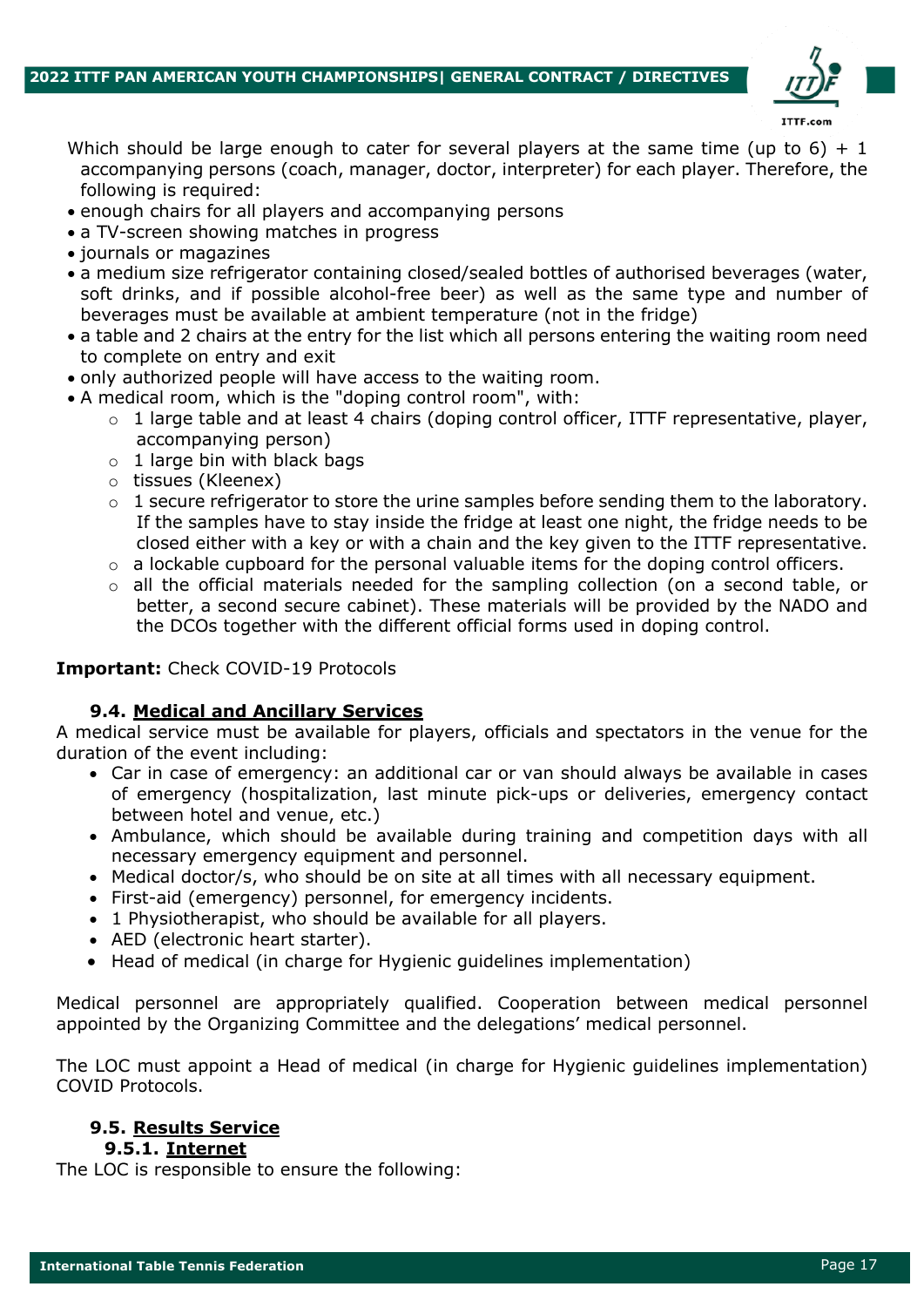Which should be large enough to cater for several players at the same time (up to 6) + 1 accompanying persons (coach, manager, doctor, interpreter) for each player. Therefore, the following is required:

- enough chairs for all players and accompanying persons
- a TV-screen showing matches in progress
- journals or magazines
- a medium size refrigerator containing closed/sealed bottles of authorised beverages (water, soft drinks, and if possible alcohol-free beer) as well as the same type and number of beverages must be available at ambient temperature (not in the fridge)
- a table and 2 chairs at the entry for the list which all persons entering the waiting room need to complete on entry and exit
- only authorized people will have access to the waiting room.
- A medical room, which is the "doping control room", with:
    - 1 large table and at least 4 chairs (doping control officer, ITTF representative, player, accompanying person)
    - 1 large bin with black bags
    - tissues (Kleenex)
    - 1 secure refrigerator to store the urine samples before sending them to the laboratory. If the samples have to stay inside the fridge at least one night, the fridge needs to be closed either with a key or with a chain and the key given to the ITTF representative.
    - a lockable cupboard for the personal valuable items for the doping control officers.
    - all the official materials needed for the sampling collection (on a second table, or better, a second secure cabinet). These materials will be provided by the NADO and the DCOs together with the different official forms used in doping control.

**Important:** Check COVID-19 Protocols

### 9.4. Medical and Ancillary Services

A medical service must be available for players, officials and spectators in the venue for the duration of the event including:

- Car in case of emergency: an additional car or van should always be available in cases of emergency (hospitalization, last minute pick-ups or deliveries, emergency contact between hotel and venue, etc.)
- Ambulance, which should be available during training and competition days with all necessary emergency equipment and personnel.
- Medical doctor/s, who should be on site at all times with all necessary equipment.
- First-aid (emergency) personnel, for emergency incidents.
- 1 Physiotherapist, who should be available for all players.
- AED (electronic heart starter).
- Head of medical (in charge for Hygienic guidelines implementation)

Medical personnel are appropriately qualified. Cooperation between medical personnel appointed by the Organizing Committee and the delegations' medical personnel.

The LOC must appoint a Head of medical (in charge for Hygienic guidelines implementation) COVID Protocols.

### 9.5. Results Service

#### 9.5.1. Internet

The LOC is responsible to ensure the following: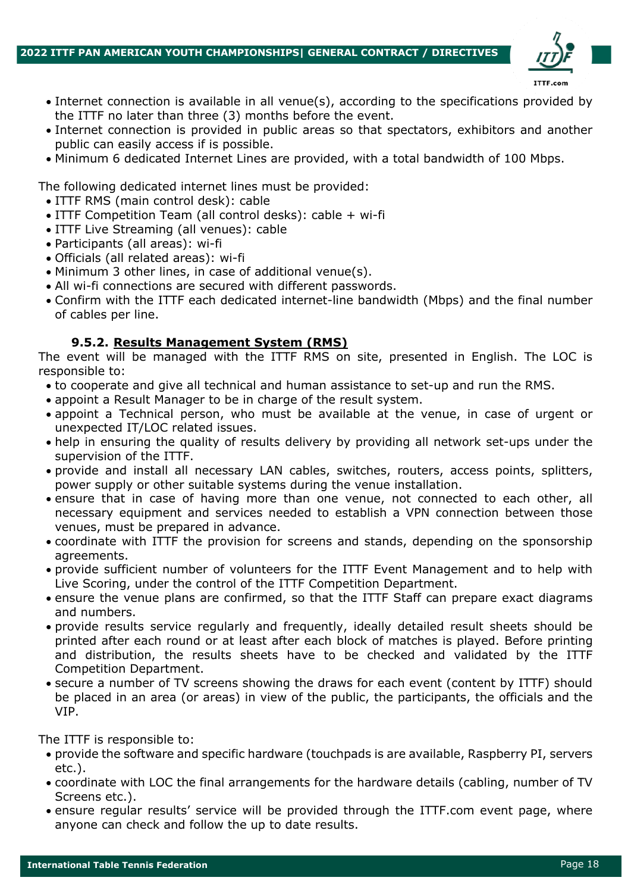- Internet connection is available in all venue(s), according to the specifications provided by the ITTF no later than three (3) months before the event.
- Internet connection is provided in public areas so that spectators, exhibitors and another public can easily access if is possible.
- Minimum 6 dedicated Internet Lines are provided, with a total bandwidth of 100 Mbps.

The following dedicated internet lines must be provided:

- ITTF RMS (main control desk): cable
- ITTF Competition Team (all control desks): cable + wi-fi
- ITTF Live Streaming (all venues): cable
- Participants (all areas): wi-fi
- Officials (all related areas): wi-fi
- Minimum 3 other lines, in case of additional venue(s).
- All wi-fi connections are secured with different passwords.
- Confirm with the ITTF each dedicated internet-line bandwidth (Mbps) and the final number of cables per line.

#### 9.5.2. Results Management System (RMS)

The event will be managed with the ITTF RMS on site, presented in English. The LOC is responsible to:

- to cooperate and give all technical and human assistance to set-up and run the RMS.
- appoint a Result Manager to be in charge of the result system.
- appoint a Technical person, who must be available at the venue, in case of urgent or unexpected IT/LOC related issues.
- help in ensuring the quality of results delivery by providing all network set-ups under the supervision of the ITTF.
- provide and install all necessary LAN cables, switches, routers, access points, splitters, power supply or other suitable systems during the venue installation.
- ensure that in case of having more than one venue, not connected to each other, all necessary equipment and services needed to establish a VPN connection between those venues, must be prepared in advance.
- coordinate with ITTF the provision for screens and stands, depending on the sponsorship agreements.
- provide sufficient number of volunteers for the ITTF Event Management and to help with Live Scoring, under the control of the ITTF Competition Department.
- ensure the venue plans are confirmed, so that the ITTF Staff can prepare exact diagrams and numbers.
- provide results service regularly and frequently, ideally detailed result sheets should be printed after each round or at least after each block of matches is played. Before printing and distribution, the results sheets have to be checked and validated by the ITTF Competition Department.
- secure a number of TV screens showing the draws for each event (content by ITTF) should be placed in an area (or areas) in view of the public, the participants, the officials and the VIP.

The ITTF is responsible to:

- provide the software and specific hardware (touchpads is are available, Raspberry PI, servers etc.).
- coordinate with LOC the final arrangements for the hardware details (cabling, number of TV Screens etc.).
- ensure regular results' service will be provided through the ITTF.com event page, where anyone can check and follow the up to date results.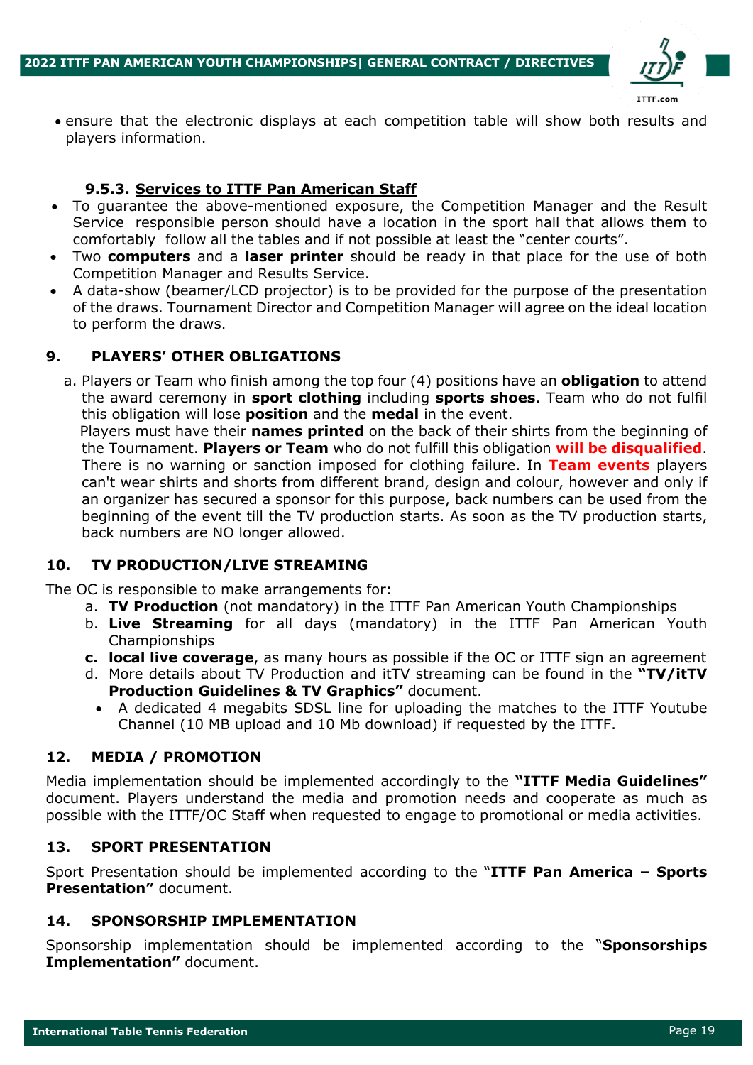- ensure that the electronic displays at each competition table will show both results and players information.

#### 9.5.3. Services to ITTF Pan American Staff

- To guarantee the above-mentioned exposure, the Competition Manager and the Result Service responsible person should have a location in the sport hall that allows them to comfortably follow all the tables and if not possible at least the "center courts".
- Two **computers** and a **laser printer** should be ready in that place for the use of both Competition Manager and Results Service.
- A data-show (beamer/LCD projector) is to be provided for the purpose of the presentation of the draws. Tournament Director and Competition Manager will agree on the ideal location to perform the draws.

## 9. PLAYERS' OTHER OBLIGATIONS

a. Players or Team who finish among the top four (4) positions have an **obligation** to attend the award ceremony in **sport clothing** including **sports shoes**. Team who do not fulfil this obligation will lose **position** and the **medal** in the event.
Players must have their **names printed** on the back of their shirts from the beginning of the Tournament. **Players or Team** who do not fulfill this obligation **will be disqualified**. There is no warning or sanction imposed for clothing failure. In **Team events** players can't wear shirts and shorts from different brand, design and colour, however and only if an organizer has secured a sponsor for this purpose, back numbers can be used from the beginning of the event till the TV production starts. As soon as the TV production starts, back numbers are NO longer allowed.

## 10. TV PRODUCTION/LIVE STREAMING

The OC is responsible to make arrangements for:

a. **TV Production** (not mandatory) in the ITTF Pan American Youth Championships
b. **Live Streaming** for all days (mandatory) in the ITTF Pan American Youth Championships
**c. local live coverage**, as many hours as possible if the OC or ITTF sign an agreement
d. More details about TV Production and itTV streaming can be found in the **"TV/itTV Production Guidelines & TV Graphics"** document.
   - A dedicated 4 megabits SDSL line for uploading the matches to the ITTF Youtube Channel (10 MB upload and 10 Mb download) if requested by the ITTF.

## 12. MEDIA / PROMOTION

Media implementation should be implemented accordingly to the **"ITTF Media Guidelines"** document. Players understand the media and promotion needs and cooperate as much as possible with the ITTF/OC Staff when requested to engage to promotional or media activities.

## 13. SPORT PRESENTATION

Sport Presentation should be implemented according to the "**ITTF Pan America – Sports Presentation"** document.

## 14. SPONSORSHIP IMPLEMENTATION

Sponsorship implementation should be implemented according to the "**Sponsorships Implementation"** document.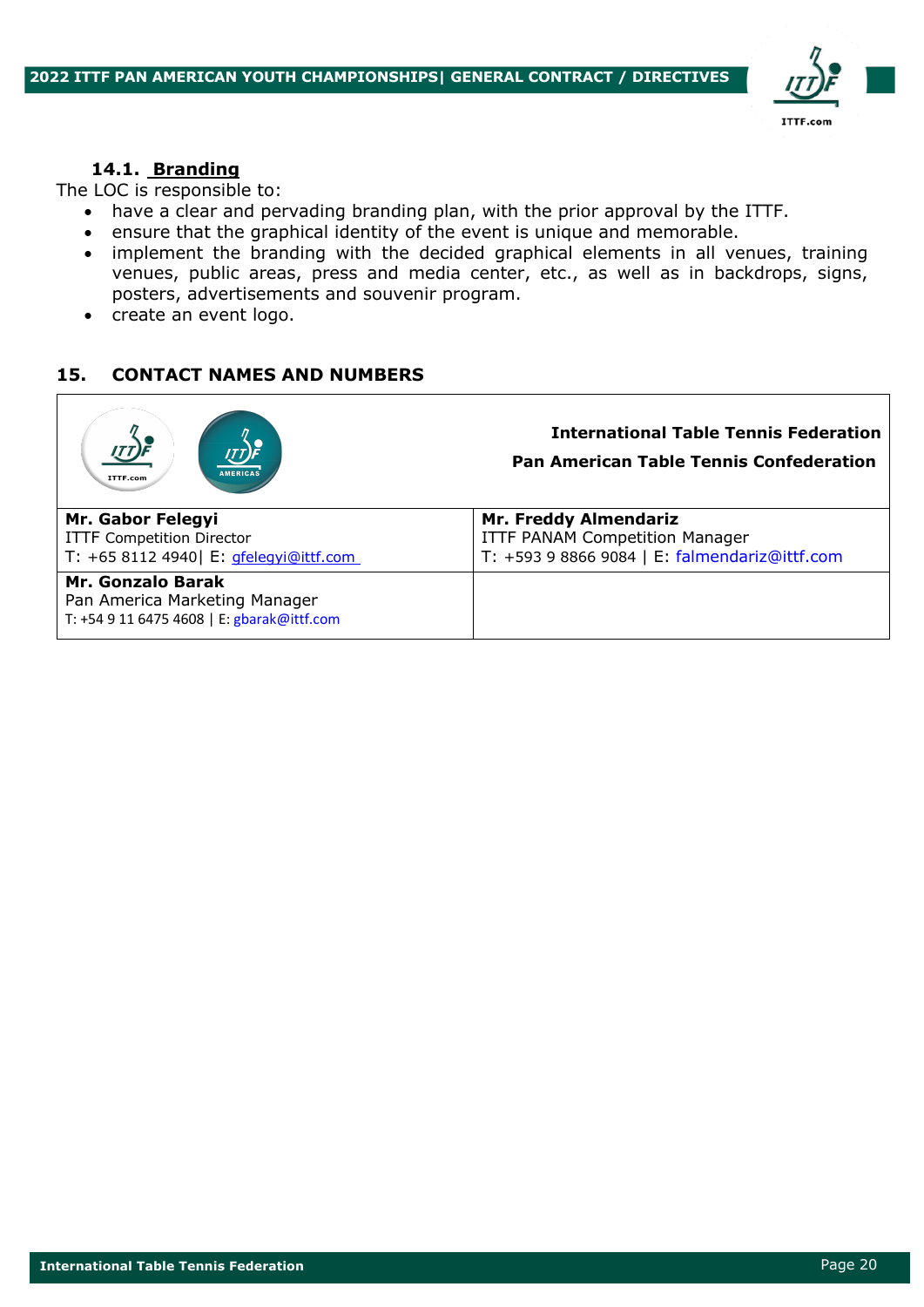### 14.1. Branding

The LOC is responsible to:

- have a clear and pervading branding plan, with the prior approval by the ITTF.
- ensure that the graphical identity of the event is unique and memorable.
- implement the branding with the decided graphical elements in all venues, training venues, public areas, press and media center, etc., as well as in backdrops, signs, posters, advertisements and souvenir program.
- create an event logo.

## 15. CONTACT NAMES AND NUMBERS

| | **International Table Tennis Federation**<br>**Pan American Table Tennis Confederation** |
|---|---|
| **Mr. Gabor Felegyi**<br>ITTF Competition Director<br>T: +65 8112 4940\| E: gfelegyi@ittf.com | **Mr. Freddy Almendariz**<br>ITTF PANAM Competition Manager<br>T: +593 9 8866 9084 \| E: falmendariz@ittf.com |
| **Mr. Gonzalo Barak**<br>Pan America Marketing Manager<br>T: +54 9 11 6475 4608 \| E: gbarak@ittf.com | |